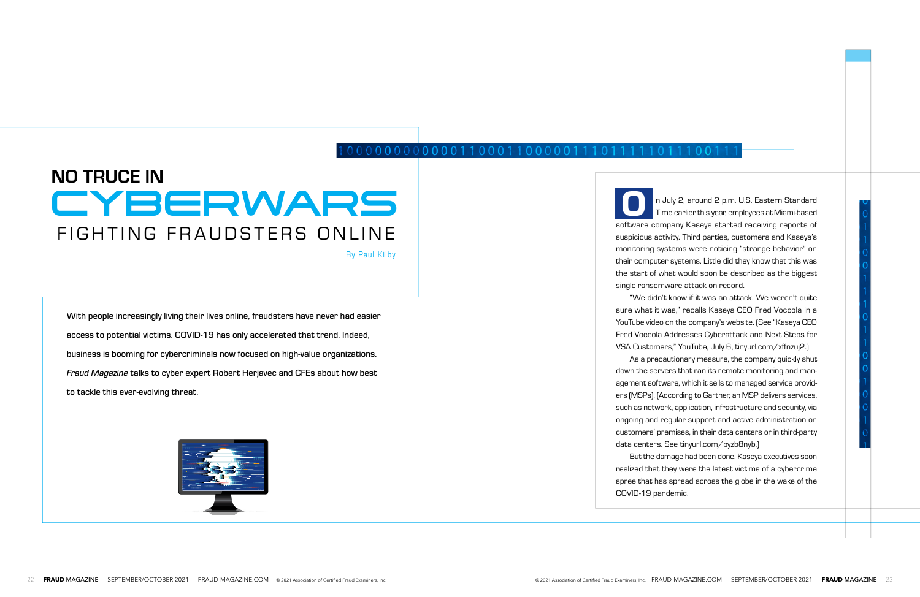# NO TRUCE IN CYBERWARS

## FIGHTING FRAUDSTERS ONLINE

By Paul Kilby

With people increasingly living their lives online, fraudsters have never had easier access to potential victims. COVID-19 has only accelerated that trend. Indeed, business is booming for cybercriminals now focused on high-value organizations. *Fraud Magazine* talks to cyber expert Robert Herjavec and CFEs about how best to tackle this ever-evolving threat.

On July 2, around 2 p.m. U.S. Eastern Standard Time earlier this year, employees at Miami-based software company Kaseya started receiving reports of suspicious activity. Third parties, customers and Kaseya's monitoring systems were noticing "strange behavior" on their computer systems. Little did they know that this was the start of what would soon be described as the biggest single ransomware attack on record.

"We didn't know if it was an attack. We weren't quite sure what it was," recalls Kaseya CEO Fred Voccola in a YouTube video on the company's website. (See "Kaseya CEO Fred Voccola Addresses Cyberattack and Next Steps for VSA Customers," YouTube, July 6, tinyurl.com/xffnzuj2.)

As a precautionary measure, the company quickly shut down the servers that ran its remote monitoring and management software, which it sells to managed service providers (MSPs). (According to Gartner, an MSP delivers services, such as network, application, infrastructure and security, via ongoing and regular support and active administration on customers' premises, in their data centers or in third-party data centers. See tinyurl.com/byzb8nyb.)

But the damage had been done. Kaseya executives soon realized that they were the latest victims of a cybercrime spree that has spread across the globe in the wake of the COVID-19 pandemic.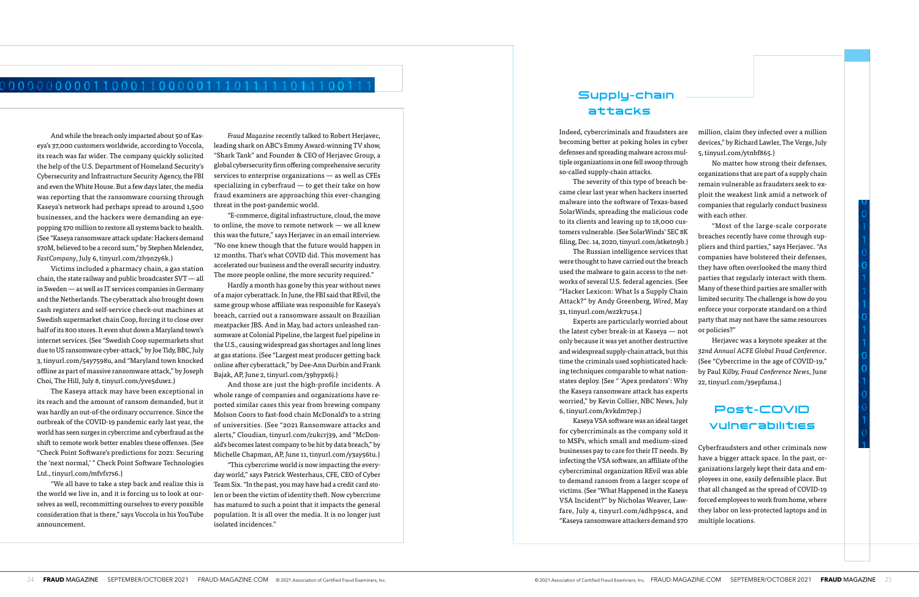And while the breach only impacted about 50 of Kaseya's 37,000 customers worldwide, according to Voccola, its reach was far wider. The company quickly solicited the help of the U.S. Department of Homeland Security's Cybersecurity and Infrastructure Security Agency, the FBI and even the White House. But a few days later, the media was reporting that the ransomware coursing through Kaseya's network had perhaps spread to around 1,500 businesses, and the hackers were demanding an eye-popping $70 million to restore all systems back to health. (See "Kaseya ransomware attack update: Hackers demand $70M, believed to be a record sum," by Stephen Melendez, *FastCompany*, July 6, tinyurl.com/2h9n2y6k.)

Victims included a pharmacy chain, a gas station chain, the state railway and public broadcaster SVT — all in Sweden — as well as IT services companies in Germany and the Netherlands. The cyberattack also brought down cash registers and self-service check-out machines at Swedish supermarket chain Coop, forcing it to close over half of its 800 stores. It even shut down a Maryland town's internet services. (See "Swedish Coop supermarkets shut due to US ransomware cyber-attack," by Joe Tidy, BBC, July 3, tinyurl.com/54y7598u, and "Maryland town knocked offline as part of massive ransomware attack," by Joseph Choi, The Hill, July 8, tinyurl.com/yve5duwz.)

The Kaseya attack may have been exceptional in its reach and the amount of ransom demanded, but it was hardly an out-of-the ordinary occurrence. Since the outbreak of the COVID-19 pandemic early last year, the world has seen surges in cybercrime and cyberfraud as the shift to remote work better enables these offenses. (See "Check Point Software's predictions for 2021: Securing the 'next normal,' " Check Point Software Technologies Ltd., tinyurl.com/mfvfs7s6.)

"We all have to take a step back and realize this is the world we live in, and it is forcing us to look at ourselves as well, recommitting ourselves to every possible consideration that is there," says Voccola in his YouTube announcement.

*Fraud Magazine* recently talked to Robert Herjavec, leading shark on ABC's Emmy Award-winning TV show, "Shark Tank" and Founder & CEO of Herjavec Group, a global cybersecurity firm offering comprehensive security services to enterprise organizations — as well as CFEs specializing in cyberfraud — to get their take on how fraud examiners are approaching this ever-changing threat in the post-pandemic world.

"E-commerce, digital infrastructure, cloud, the move to online, the move to remote network — we all knew this was the future," says Herjavec in an email interview. "No one knew though that the future would happen in 12 months. That's what COVID did. This movement has accelerated our business and the overall security industry. The more people online, the more security required."

Hardly a month has gone by this year without news of a major cyberattack. In June, the FBI said that REvil, the same group whose affiliate was responsible for Kaseya's breach, carried out a ransomware assault on Brazilian meatpacker JBS. And in May, bad actors unleashed ransomware at Colonial Pipeline, the largest fuel pipeline in the U.S., causing widespread gas shortages and long lines at gas stations. (See "Largest meat producer getting back online after cyberattack," by Dee-Ann Durbin and Frank Bajak, AP, June 2, tinyurl.com/39hypx6j.)

And those are just the high-profile incidents. A whole range of companies and organizations have reported similar cases this year from brewing company Molson Coors to fast-food chain McDonald's to a string of universities. (See "2021 Ransomware attacks and alerts," Cloudian, tinyurl.com/zukcrj39, and "McDonald's becomes latest company to be hit by data breach," by Michelle Chapman, AP, June 11, tinyurl.com/y3ay56tu.)

"This cybercrime world is now impacting the everyday world," says Patrick Westerhaus, CFE, CEO of Cyber Team Six. "In the past, you may have had a credit card stolen or been the victim of identity theft. Now cybercrime has matured to such a point that it impacts the general population. It is all over the media. It is no longer just isolated incidences."

## Supply-chain attacks

Indeed, cybercriminals and fraudsters are becoming better at poking holes in cyber defenses and spreading malware across multiple organizations in one fell swoop through so-called supply-chain attacks.

The severity of this type of breach became clear last year when hackers inserted malware into the software of Texas-based SolarWinds, spreading the malicious code to its clients and leaving up to 18,000 customers vulnerable. (See SolarWinds' SEC 8K filing, Dec. 14, 2020, tinyurl.com/atketn9b.)

The Russian intelligence services that were thought to have carried out the breach used the malware to gain access to the networks of several U.S. federal agencies. (See "Hacker Lexicon: What Is a Supply Chain Attack?" by Andy Greenberg, *Wired*, May 31, tinyurl.com/wz2k7u54.)

Experts are particularly worried about the latest cyber break-in at Kaseya — not only because it was yet another destructive and widespread supply-chain attack, but this time the criminals used sophisticated hacking techniques comparable to what nation-states deploy. (See " 'Apex predators': Why the Kaseya ransomware attack has experts worried," by Kevin Collier, NBC News, July 6, tinyurl.com/kvkdm7ep.)

Kaseya VSA software was an ideal target for cybercriminals as the company sold it to MSPs, which small and medium-sized businesses pay to care for their IT needs. By infecting the VSA software, an affiliate of the cybercriminal organization REvil was able to demand ransom from a larger scope of victims. (See "What Happened in the Kaseya VSA Incident?" by Nicholas Weaver, Lawfare, July 4, tinyurl.com/4dhp9sc4, and "Kaseya ransomware attackers demand $70 million, claim they infected over a million devices," by Richard Lawler, The Verge, July 5, tinyurl.com/ytnbf865.)

No matter how strong their defenses, organizations that are part of a supply chain remain vulnerable as fraudsters seek to exploit the weakest link amid a network of companies that regularly conduct business with each other.

"Most of the large-scale corporate breaches recently have come through suppliers and third parties," says Herjavec. "As companies have bolstered their defenses, they have often overlooked the many third parties that regularly interact with them. Many of these third parties are smaller with limited security. The challenge is how do you enforce your corporate standard on a third party that may not have the same resources or policies?"

Herjavec was a keynote speaker at the *32nd Annual ACFE Global Fraud Conference*. (See "Cybercrime in the age of COVID-19," by Paul Kilby, *Fraud Conference News*, June 22, tinyurl.com/39epfam4.)

## Post-COVID vulnerabilities

Cyberfraudsters and other criminals now have a bigger attack space. In the past, organizations largely kept their data and employees in one, easily defensible place. But that all changed as the spread of COVID-19 forced employees to work from home, where they labor on less-protected laptops and in multiple locations.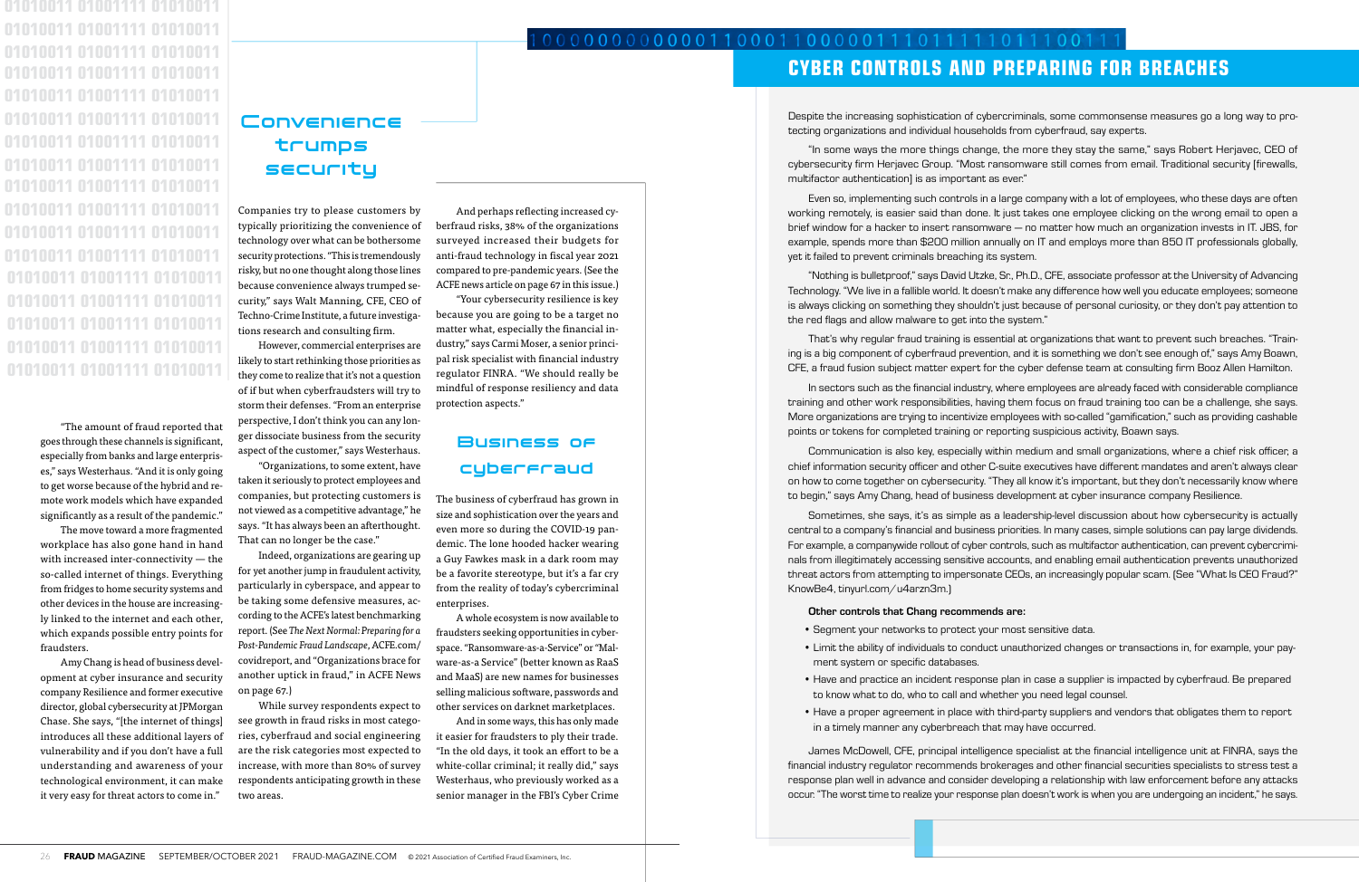"The amount of fraud reported that goes through these channels is significant, especially from banks and large enterprises," says Westerhaus. "And it is only going to get worse because of the hybrid and remote work models which have expanded significantly as a result of the pandemic."

The move toward a more fragmented workplace has also gone hand in hand with increased inter-connectivity — the so-called internet of things. Everything from fridges to home security systems and other devices in the house are increasingly linked to the internet and each other, which expands possible entry points for fraudsters.

Amy Chang is head of business development at cyber insurance and security company Resilience and former executive director, global cybersecurity at JPMorgan Chase. She says, "[the internet of things] introduces all these additional layers of vulnerability and if you don't have a full understanding and awareness of your technological environment, it can make it very easy for threat actors to come in."

## Convenience trumps security

Companies try to please customers by typically prioritizing the convenience of technology over what can be bothersome security protections. "This is tremendously risky, but no one thought along those lines because convenience always trumped security," says Walt Manning, CFE, CEO of Techno-Crime Institute, a future investigations research and consulting firm.

However, commercial enterprises are likely to start rethinking those priorities as they come to realize that it's not a question of if but when cyberfraudsters will try to storm their defenses. "From an enterprise perspective, I don't think you can any longer dissociate business from the security aspect of the customer," says Westerhaus.

"Organizations, to some extent, have taken it seriously to protect employees and companies, but protecting customers is not viewed as a competitive advantage," he says. "It has always been an afterthought. That can no longer be the case."

Indeed, organizations are gearing up for yet another jump in fraudulent activity, particularly in cyberspace, and appear to be taking some defensive measures, according to the ACFE's latest benchmarking report. (See *The Next Normal: Preparing for a Post-Pandemic Fraud Landscape*, ACFE.com/covidreport, and "Organizations brace for another uptick in fraud," in ACFE News on page 67.)

While survey respondents expect to see growth in fraud risks in most categories, cyberfraud and social engineering are the risk categories most expected to increase, with more than 80% of survey respondents anticipating growth in these two areas.

And perhaps reflecting increased cyberfraud risks, 38% of the organizations surveyed increased their budgets for anti-fraud technology in fiscal year 2021 compared to pre-pandemic years. (See the ACFE news article on page 67 in this issue.)

"Your cybersecurity resilience is key because you are going to be a target no matter what, especially the financial industry," says Carmi Moser, a senior principal risk specialist with financial industry regulator FINRA. "We should really be mindful of response resiliency and data protection aspects."

## Business of cyberfraud

The business of cyberfraud has grown in size and sophistication over the years and even more so during the COVID-19 pandemic. The lone hooded hacker wearing a Guy Fawkes mask in a dark room may be a favorite stereotype, but it's a far cry from the reality of today's cybercriminal enterprises.

A whole ecosystem is now available to fraudsters seeking opportunities in cyberspace. "Ransomware-as-a-Service" or "Malware-as-a Service" (better known as RaaS and MaaS) are new names for businesses selling malicious software, passwords and other services on darknet marketplaces.

And in some ways, this has only made it easier for fraudsters to ply their trade. "In the old days, it took an effort to be a white-collar criminal; it really did," says Westerhaus, who previously worked as a senior manager in the FBI's Cyber Crime

## CYBER CONTROLS AND PREPARING FOR BREACHES

Despite the increasing sophistication of cybercriminals, some commonsense measures go a long way to protecting organizations and individual households from cyberfraud, say experts.

"In some ways the more things change, the more they stay the same," says Robert Herjavec, CEO of cybersecurity firm Herjavec Group. "Most ransomware still comes from email. Traditional security [firewalls, multifactor authentication] is as important as ever."

Even so, implementing such controls in a large company with a lot of employees, who these days are often working remotely, is easier said than done. It just takes one employee clicking on the wrong email to open a brief window for a hacker to insert ransomware — no matter how much an organization invests in IT. JBS, for example, spends more than $200 million annually on IT and employs more than 850 IT professionals globally, yet it failed to prevent criminals breaching its system.

"Nothing is bulletproof," says David Utzke, Sr., Ph.D., CFE, associate professor at the University of Advancing Technology. "We live in a fallible world. It doesn't make any difference how well you educate employees; someone is always clicking on something they shouldn't just because of personal curiosity, or they don't pay attention to the red flags and allow malware to get into the system."

That's why regular fraud training is essential at organizations that want to prevent such breaches. "Training is a big component of cyberfraud prevention, and it is something we don't see enough of," says Amy Boawn, CFE, a fraud fusion subject matter expert for the cyber defense team at consulting firm Booz Allen Hamilton.

In sectors such as the financial industry, where employees are already faced with considerable compliance training and other work responsibilities, having them focus on fraud training too can be a challenge, she says. More organizations are trying to incentivize employees with so-called "gamification," such as providing cashable points or tokens for completed training or reporting suspicious activity, Boawn says.

Communication is also key, especially within medium and small organizations, where a chief risk officer, a chief information security officer and other C-suite executives have different mandates and aren't always clear on how to come together on cybersecurity. "They all know it's important, but they don't necessarily know where to begin," says Amy Chang, head of business development at cyber insurance company Resilience.

Sometimes, she says, it's as simple as a leadership-level discussion about how cybersecurity is actually central to a company's financial and business priorities. In many cases, simple solutions can pay large dividends. For example, a companywide rollout of cyber controls, such as multifactor authentication, can prevent cybercriminals from illegitimately accessing sensitive accounts, and enabling email authentication prevents unauthorized threat actors from attempting to impersonate CEOs, an increasingly popular scam. (See "What Is CEO Fraud?" KnowBe4, tinyurl.com/u4arzn3m.)

**Other controls that Chang recommends are:**

- Segment your networks to protect your most sensitive data.
- Limit the ability of individuals to conduct unauthorized changes or transactions in, for example, your payment system or specific databases.
- Have and practice an incident response plan in case a supplier is impacted by cyberfraud. Be prepared to know what to do, who to call and whether you need legal counsel.
- Have a proper agreement in place with third-party suppliers and vendors that obligates them to report in a timely manner any cyberbreach that may have occurred.

James McDowell, CFE, principal intelligence specialist at the financial intelligence unit at FINRA, says the financial industry regulator recommends brokerages and other financial services specialists to stress test a response plan well in advance and consider developing a relationship with law enforcement before any attacks occur. "The worst time to realize your response plan doesn't work is when you are undergoing an incident," he says.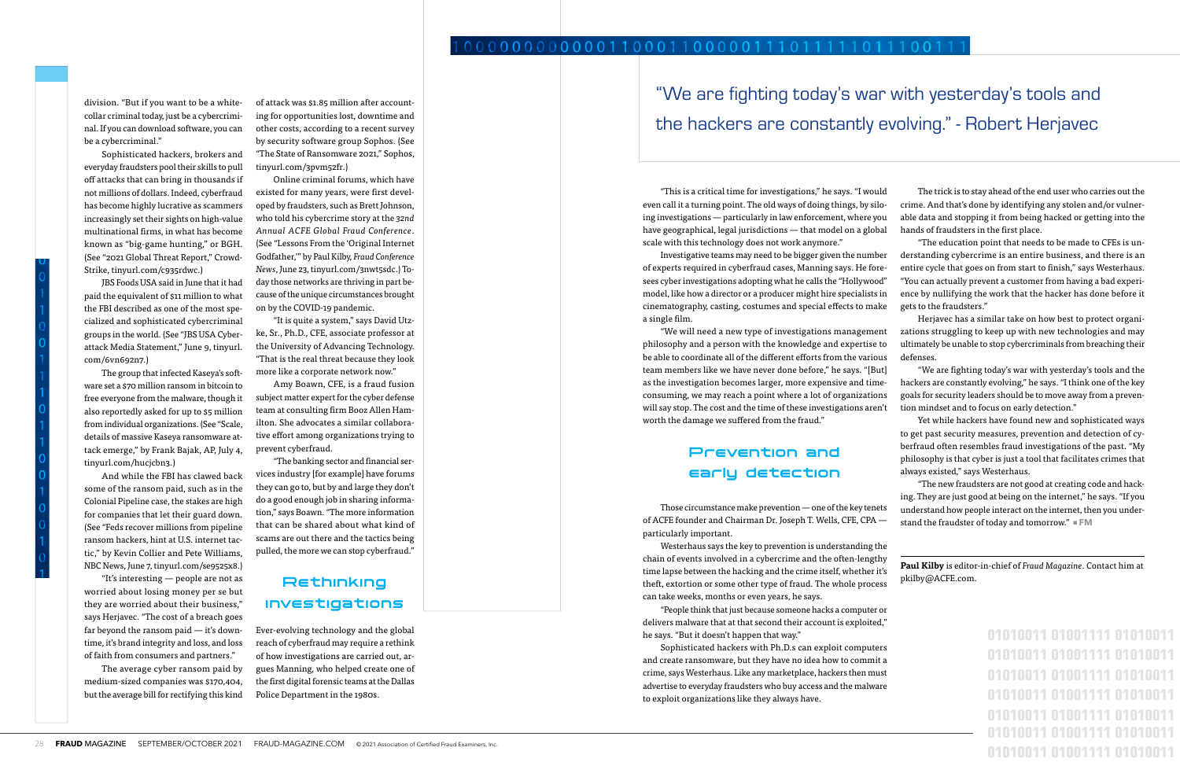division. "But if you want to be a white-collar criminal today, just be a cybercriminal. If you can download software, you can be a cybercriminal."

Sophisticated hackers, brokers and everyday fraudsters pool their skills to pull off attacks that can bring in thousands if not millions of dollars. Indeed, cyberfraud has become highly lucrative as scammers increasingly set their sights on high-value multinational firms, in what has become known as "big-game hunting," or BGH. (See "2021 Global Threat Report," CrowdStrike, tinyurl.com/c935rdwc.)

JBS Foods USA said in June that it had paid the equivalent of $11 million to what the FBI described as one of the most specialized and sophisticated cybercriminal groups in the world. (See "JBS USA Cyberattack Media Statement," June 9, tinyurl.com/6vn692n7.)

The group that infected Kaseya's software set a $70 million ransom in bitcoin to free everyone from the malware, though it also reportedly asked for up to $5 million from individual organizations. (See "Scale, details of massive Kaseya ransomware attack emerge," by Frank Bajak, AP, July 4, tinyurl.com/hucjcbn3.)

And while the FBI has clawed back some of the ransom paid, such as in the Colonial Pipeline case, the stakes are high for companies that let their guard down. (See "Feds recover millions from pipeline ransom hackers, hint at U.S. internet tactic," by Kevin Collier and Pete Williams, NBC News, June 7, tinyurl.com/se9525x8.)

"It's interesting — people are not as worried about losing money per se but they are worried about their business," says Herjavec. "The cost of a breach goes far beyond the ransom paid — it's downtime, it's brand integrity and loss, and loss of faith from consumers and partners."

The average cyber ransom paid by medium-sized companies was $170,404, but the average bill for rectifying this kind of attack was $1.85 million after accounting for opportunities lost, downtime and other costs, according to a recent survey by security software group Sophos. (See "The State of Ransomware 2021," Sophos, tinyurl.com/3pvm52fr.)

Online criminal forums, which have existed for many years, were first developed by fraudsters, such as Brett Johnson, who told his cybercrime story at the *32nd Annual ACFE Global Fraud Conference*. (See "Lessons From the 'Original Internet Godfather,'" by Paul Kilby, *Fraud Conference News*, June 23, tinyurl.com/3nwt5sdc.) Today those networks are thriving in part because of the unique circumstances brought on by the COVID-19 pandemic.

"It is quite a system," says David Utzke, Sr., Ph.D., CFE, associate professor at the University of Advancing Technology. "That is the real threat because they look more like a corporate network now."

Amy Boawn, CFE, is a fraud fusion subject matter expert for the cyber defense team at consulting firm Booz Allen Hamilton. She advocates a similar collaborative effort among organizations trying to prevent cyberfraud.

"The banking sector and financial services industry [for example] have forums they can go to, but by and large they don't do a good enough job in sharing information," says Boawn. "The more information that can be shared about what kind of scams are out there and the tactics being pulled, the more we can stop cyberfraud."

## Rethinking investigations

Ever-evolving technology and the global reach of cyberfraud may require a rethink of how investigations are carried out, argues Manning, who helped create one of the first digital forensic teams at the Dallas Police Department in the 1980s.

> "We are fighting today's war with yesterday's tools and the hackers are constantly evolving." - Robert Herjavec

"This is a critical time for investigations," he says. "I would even call it a turning point. The old ways of doing things, by siloing investigations — particularly in law enforcement, where you have geographical, legal jurisdictions — that model on a global scale with this technology does not work anymore."

Investigative teams may need to be bigger given the number of experts required in cyberfraud cases, Manning says. He foresees cyber investigations adopting what he calls the "Hollywood" model, like how a director or a producer might hire specialists in cinematography, casting, costumes and special effects to make a single film.

"We will need a new type of investigations management philosophy and a person with the knowledge and expertise to be able to coordinate all of the different efforts from the various team members like we have never done before," he says. "[But] as the investigation becomes larger, more expensive and time-consuming, we may reach a point where a lot of organizations will say stop. The cost and the time of these investigations aren't worth the damage we suffered from the fraud."

## Prevention and early detection

Those circumstance make prevention — one of the key tenets of ACFE founder and Chairman Dr. Joseph T. Wells, CFE, CPA — particularly important.

Westerhaus says the key to prevention is understanding the chain of events involved in a cybercrime and the often-lengthy time lapse between the hacking and the crime itself, whether it's theft, extortion or some other type of fraud. The whole process can take weeks, months or even years, he says.

"People think that just because someone hacks a computer or delivers malware that at that second their account is exploited," he says. "But it doesn't happen that way."

Sophisticated hackers with Ph.D.s can exploit computers and create ransomware, but they have no idea how to commit a crime, says Westerhaus. Like any marketplace, hackers then must advertise to everyday fraudsters who buy access and the malware to exploit organizations like they always have.

The trick is to stay ahead of the end user who carries out the crime. And that's done by identifying any stolen and/or vulnerable data and stopping it from being hacked or getting into the hands of fraudsters in the first place.

"The education point that needs to be made to CFEs is understanding cybercrime is an entire business, and there is an entire cycle that goes on from start to finish," says Westerhaus. "You can actually prevent a customer from having a bad experience by nullifying the work that the hacker has done before it gets to the fraudsters."

Herjavec has a similar take on how best to protect organizations struggling to keep up with new technologies and may ultimately be unable to stop cybercriminals from breaching their defenses.

"We are fighting today's war with yesterday's tools and the hackers are constantly evolving," he says. "I think one of the key goals for security leaders should be to move away from a prevention mindset and to focus on early detection."

Yet while hackers have found new and sophisticated ways to get past security measures, prevention and detection of cyberfraud often resembles fraud investigations of the past. "My philosophy is that cyber is just a tool that facilitates crimes that always existed," says Westerhaus.

"The new fraudsters are not good at creating code and hacking. They are just good at being on the internet," he says. "If you understand how people interact on the internet, then you understand the fraudster of today and tomorrow." ■ **FM**

**Paul Kilby** is editor-in-chief of *Fraud Magazine*. Contact him at pkilby@ACFE.com.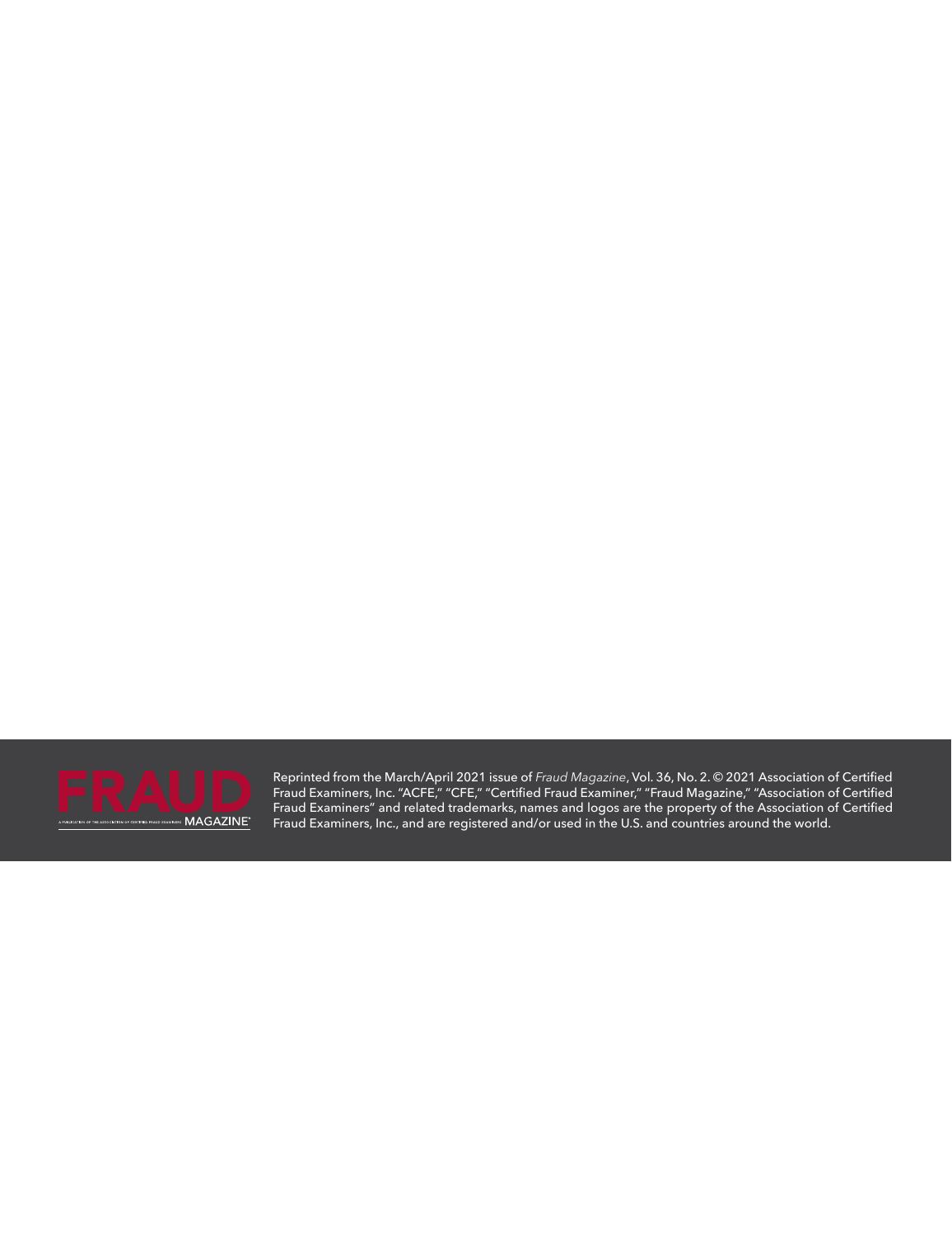FRAUD MAGAZINE

A PUBLICATION OF THE ASSOCIATION OF CERTIFIED FRAUD EXAMINERS

Reprinted from the March/April 2021 issue of *Fraud Magazine*, Vol. 36, No. 2. © 2021 Association of Certified Fraud Examiners, Inc. "ACFE," "CFE," "Certified Fraud Examiner," "Fraud Magazine," "Association of Certified Fraud Examiners" and related trademarks, names and logos are the property of the Association of Certified Fraud Examiners, Inc., and are registered and/or used in the U.S. and countries around the world.